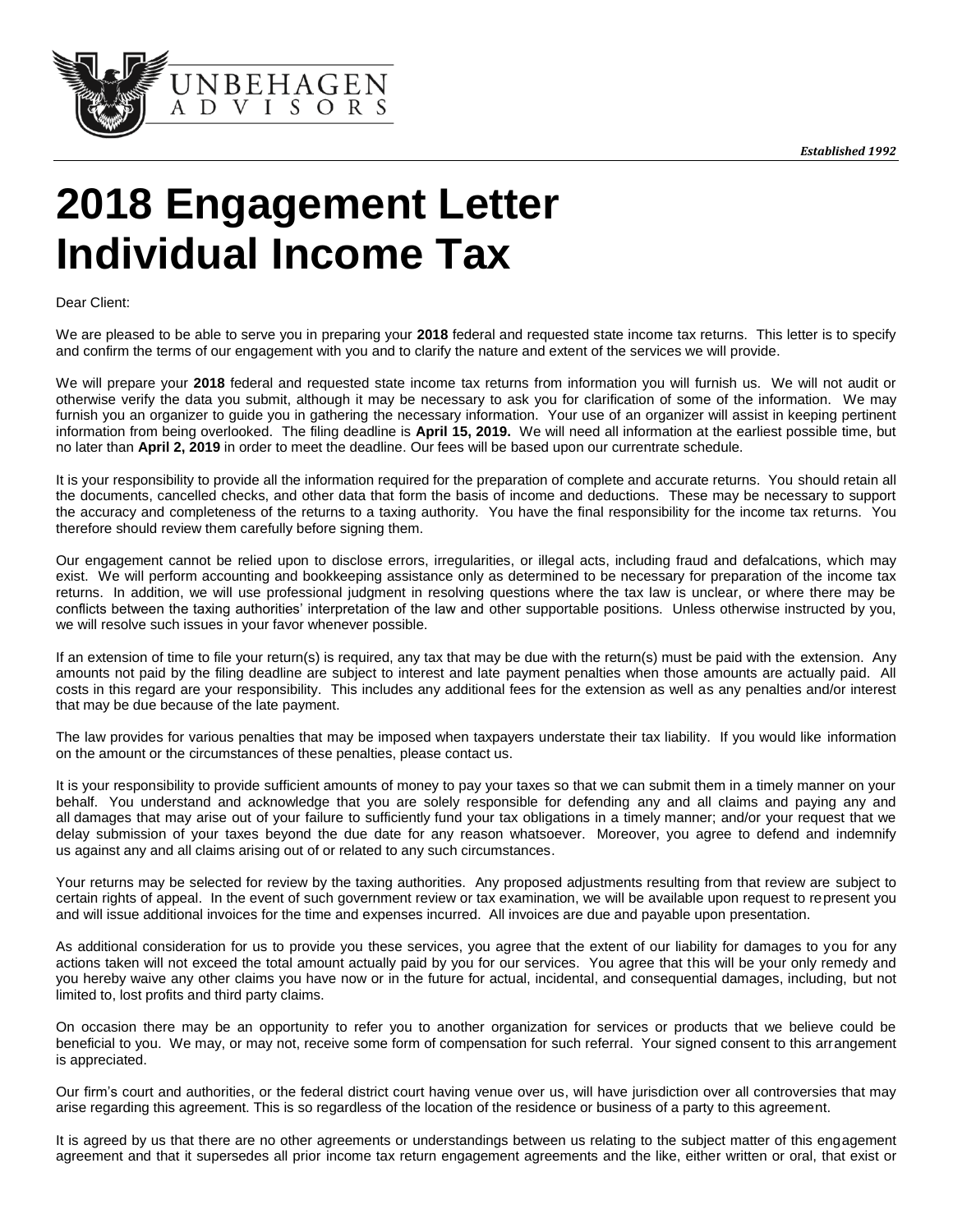UNBEHAGEN ADVISORS

*Established 1992*

# 2018 Engagement Letter Individual Income Tax

Dear Client:

We are pleased to be able to serve you in preparing your **2018** federal and requested state income tax returns. This letter is to specify and confirm the terms of our engagement with you and to clarify the nature and extent of the services we will provide.

We will prepare your **2018** federal and requested state income tax returns from information you will furnish us. We will not audit or otherwise verify the data you submit, although it may be necessary to ask you for clarification of some of the information. We may furnish you an organizer to guide you in gathering the necessary information. Your use of an organizer will assist in keeping pertinent information from being overlooked. The filing deadline is **April 15, 2019.** We will need all information at the earliest possible time, but no later than **April 2, 2019** in order to meet the deadline. Our fees will be based upon our currentrate schedule.

It is your responsibility to provide all the information required for the preparation of complete and accurate returns. You should retain all the documents, cancelled checks, and other data that form the basis of income and deductions. These may be necessary to support the accuracy and completeness of the returns to a taxing authority. You have the final responsibility for the income tax returns. You therefore should review them carefully before signing them.

Our engagement cannot be relied upon to disclose errors, irregularities, or illegal acts, including fraud and defalcations, which may exist. We will perform accounting and bookkeeping assistance only as determined to be necessary for preparation of the income tax returns. In addition, we will use professional judgment in resolving questions where the tax law is unclear, or where there may be conflicts between the taxing authorities' interpretation of the law and other supportable positions. Unless otherwise instructed by you, we will resolve such issues in your favor whenever possible.

If an extension of time to file your return(s) is required, any tax that may be due with the return(s) must be paid with the extension. Any amounts not paid by the filing deadline are subject to interest and late payment penalties when those amounts are actually paid. All costs in this regard are your responsibility. This includes any additional fees for the extension as well as any penalties and/or interest that may be due because of the late payment.

The law provides for various penalties that may be imposed when taxpayers understate their tax liability. If you would like information on the amount or the circumstances of these penalties, please contact us.

It is your responsibility to provide sufficient amounts of money to pay your taxes so that we can submit them in a timely manner on your behalf. You understand and acknowledge that you are solely responsible for defending any and all claims and paying any and all damages that may arise out of your failure to sufficiently fund your tax obligations in a timely manner; and/or your request that we delay submission of your taxes beyond the due date for any reason whatsoever. Moreover, you agree to defend and indemnify us against any and all claims arising out of or related to any such circumstances.

Your returns may be selected for review by the taxing authorities. Any proposed adjustments resulting from that review are subject to certain rights of appeal. In the event of such government review or tax examination, we will be available upon request to represent you and will issue additional invoices for the time and expenses incurred. All invoices are due and payable upon presentation.

As additional consideration for us to provide you these services, you agree that the extent of our liability for damages to you for any actions taken will not exceed the total amount actually paid by you for our services. You agree that this will be your only remedy and you hereby waive any other claims you have now or in the future for actual, incidental, and consequential damages, including, but not limited to, lost profits and third party claims.

On occasion there may be an opportunity to refer you to another organization for services or products that we believe could be beneficial to you. We may, or may not, receive some form of compensation for such referral. Your signed consent to this arrangement is appreciated.

Our firm's court and authorities, or the federal district court having venue over us, will have jurisdiction over all controversies that may arise regarding this agreement. This is so regardless of the location of the residence or business of a party to this agreement.

It is agreed by us that there are no other agreements or understandings between us relating to the subject matter of this engagement agreement and that it supersedes all prior income tax return engagement agreements and the like, either written or oral, that exist or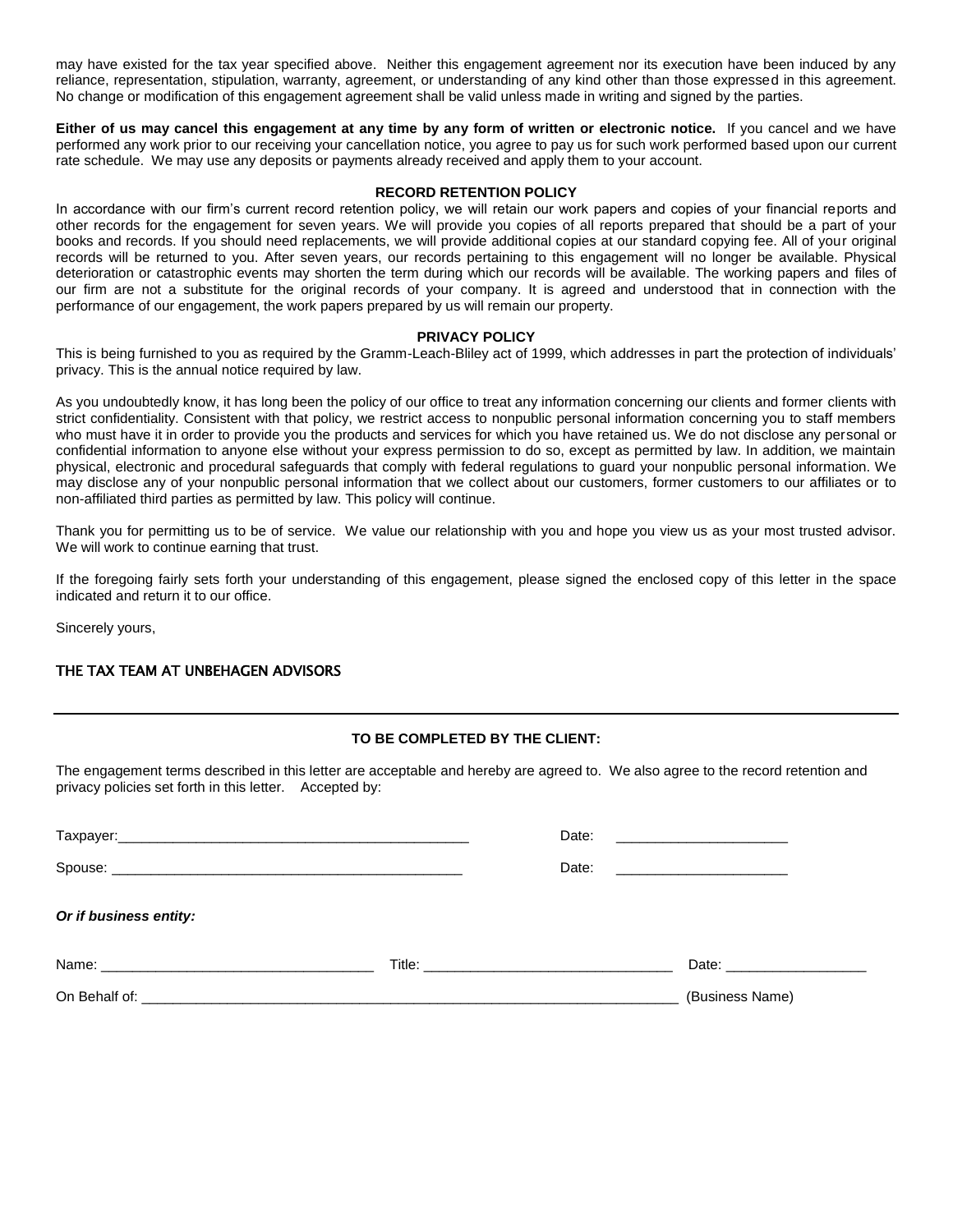may have existed for the tax year specified above. Neither this engagement agreement nor its execution have been induced by any reliance, representation, stipulation, warranty, agreement, or understanding of any kind other than those expressed in this agreement. No change or modification of this engagement agreement shall be valid unless made in writing and signed by the parties.

**Either of us may cancel this engagement at any time by any form of written or electronic notice.** If you cancel and we have performed any work prior to our receiving your cancellation notice, you agree to pay us for such work performed based upon our current rate schedule. We may use any deposits or payments already received and apply them to your account.

**RECORD RETENTION POLICY**

In accordance with our firm's current record retention policy, we will retain our work papers and copies of your financial reports and other records for the engagement for seven years. We will provide you copies of all reports prepared that should be a part of your books and records. If you should need replacements, we will provide additional copies at our standard copying fee. All of your original records will be returned to you. After seven years, our records pertaining to this engagement will no longer be available. Physical deterioration or catastrophic events may shorten the term during which our records will be available. The working papers and files of our firm are not a substitute for the original records of your company. It is agreed and understood that in connection with the performance of our engagement, the work papers prepared by us will remain our property.

**PRIVACY POLICY**

This is being furnished to you as required by the Gramm-Leach-Bliley act of 1999, which addresses in part the protection of individuals' privacy. This is the annual notice required by law.

As you undoubtedly know, it has long been the policy of our office to treat any information concerning our clients and former clients with strict confidentiality. Consistent with that policy, we restrict access to nonpublic personal information concerning you to staff members who must have it in order to provide you the products and services for which you have retained us. We do not disclose any personal or confidential information to anyone else without your express permission to do so, except as permitted by law. In addition, we maintain physical, electronic and procedural safeguards that comply with federal regulations to guard your nonpublic personal information. We may disclose any of your nonpublic personal information that we collect about our customers, former customers to our affiliates or to non-affiliated third parties as permitted by law. This policy will continue.

Thank you for permitting us to be of service. We value our relationship with you and hope you view us as your most trusted advisor. We will work to continue earning that trust.

If the foregoing fairly sets forth your understanding of this engagement, please signed the enclosed copy of this letter in the space indicated and return it to our office.

Sincerely yours,

THE TAX TEAM AT UNBEHAGEN ADVISORS

---

**TO BE COMPLETED BY THE CLIENT:**

The engagement terms described in this letter are acceptable and hereby are agreed to. We also agree to the record retention and privacy policies set forth in this letter. Accepted by:

Taxpayer:_______________________________________________ Date: ______________________

Spouse: _______________________________________________ Date: ______________________

***Or if business entity:***

Name: ___________________________________ Title: ________________________________ Date: __________________

On Behalf of: _________________________________________________________________________ (Business Name)